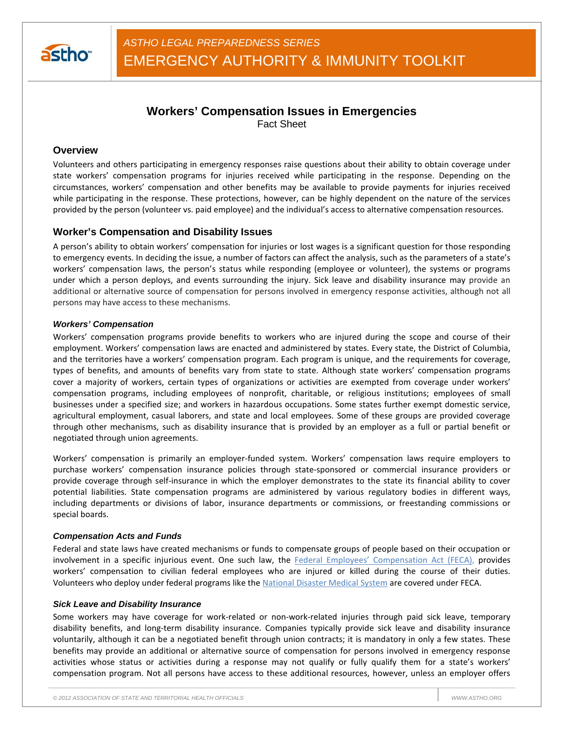ASTHO LEGAL PREPAREDNESS SERIES

EMERGENCY AUTHORITY & IMMUNITY TOOLKIT

# Workers' Compensation Issues in Emergencies

Fact Sheet

## Overview

Volunteers and others participating in emergency responses raise questions about their ability to obtain coverage under state workers' compensation programs for injuries received while participating in the response. Depending on the circumstances, workers' compensation and other benefits may be available to provide payments for injuries received while participating in the response. These protections, however, can be highly dependent on the nature of the services provided by the person (volunteer vs. paid employee) and the individual's access to alternative compensation resources.

## Worker's Compensation and Disability Issues

A person's ability to obtain workers' compensation for injuries or lost wages is a significant question for those responding to emergency events. In deciding the issue, a number of factors can affect the analysis, such as the parameters of a state's workers' compensation laws, the person's status while responding (employee or volunteer), the systems or programs under which a person deploys, and events surrounding the injury. Sick leave and disability insurance may provide an additional or alternative source of compensation for persons involved in emergency response activities, although not all persons may have access to these mechanisms.

### *Workers' Compensation*

Workers' compensation programs provide benefits to workers who are injured during the scope and course of their employment. Workers' compensation laws are enacted and administered by states. Every state, the District of Columbia, and the territories have a workers' compensation program. Each program is unique, and the requirements for coverage, types of benefits, and amounts of benefits vary from state to state. Although state workers' compensation programs cover a majority of workers, certain types of organizations or activities are exempted from coverage under workers' compensation programs, including employees of nonprofit, charitable, or religious institutions; employees of small businesses under a specified size; and workers in hazardous occupations. Some states further exempt domestic service, agricultural employment, casual laborers, and state and local employees. Some of these groups are provided coverage through other mechanisms, such as disability insurance that is provided by an employer as a full or partial benefit or negotiated through union agreements.

Workers' compensation is primarily an employer-funded system. Workers' compensation laws require employers to purchase workers' compensation insurance policies through state-sponsored or commercial insurance providers or provide coverage through self-insurance in which the employer demonstrates to the state its financial ability to cover potential liabilities. State compensation programs are administered by various regulatory bodies in different ways, including departments or divisions of labor, insurance departments or commissions, or freestanding commissions or special boards.

### *Compensation Acts and Funds*

Federal and state laws have created mechanisms or funds to compensate groups of people based on their occupation or involvement in a specific injurious event. One such law, the Federal Employees' Compensation Act (FECA), provides workers' compensation to civilian federal employees who are injured or killed during the course of their duties. Volunteers who deploy under federal programs like the National Disaster Medical System are covered under FECA.

### *Sick Leave and Disability Insurance*

Some workers may have coverage for work-related or non-work-related injuries through paid sick leave, temporary disability benefits, and long-term disability insurance. Companies typically provide sick leave and disability insurance voluntarily, although it can be a negotiated benefit through union contracts; it is mandatory in only a few states. These benefits may provide an additional or alternative source of compensation for persons involved in emergency response activities whose status or activities during a response may not qualify or fully qualify them for a state's workers' compensation program. Not all persons have access to these additional resources, however, unless an employer offers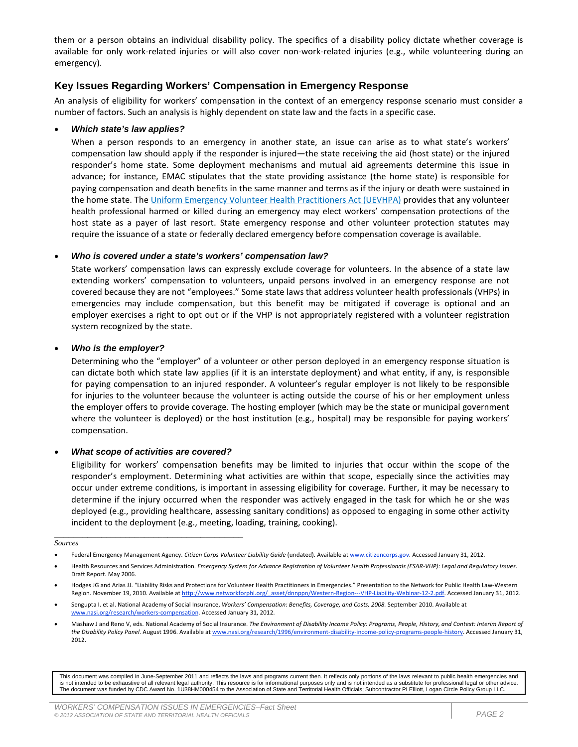them or a person obtains an individual disability policy. The specifics of a disability policy dictate whether coverage is available for only work-related injuries or will also cover non-work-related injuries (e.g., while volunteering during an emergency).

## Key Issues Regarding Workers' Compensation in Emergency Response

An analysis of eligibility for workers' compensation in the context of an emergency response scenario must consider a number of factors. Such an analysis is highly dependent on state law and the facts in a specific case.

- ***Which state's law applies?***

  When a person responds to an emergency in another state, an issue can arise as to what state's workers' compensation law should apply if the responder is injured—the state receiving the aid (host state) or the injured responder's home state. Some deployment mechanisms and mutual aid agreements determine this issue in advance; for instance, EMAC stipulates that the state providing assistance (the home state) is responsible for paying compensation and death benefits in the same manner and terms as if the injury or death were sustained in the home state. The Uniform Emergency Volunteer Health Practitioners Act (UEVHPA) provides that any volunteer health professional harmed or killed during an emergency may elect workers' compensation protections of the host state as a payer of last resort. State emergency response and other volunteer protection statutes may require the issuance of a state or federally declared emergency before compensation coverage is available.

- ***Who is covered under a state's workers' compensation law?***

  State workers' compensation laws can expressly exclude coverage for volunteers. In the absence of a state law extending workers' compensation to volunteers, unpaid persons involved in an emergency response are not covered because they are not "employees." Some state laws that address volunteer health professionals (VHPs) in emergencies may include compensation, but this benefit may be mitigated if coverage is optional and an employer exercises a right to opt out or if the VHP is not appropriately registered with a volunteer registration system recognized by the state.

- ***Who is the employer?***

  Determining who the "employer" of a volunteer or other person deployed in an emergency response situation is can dictate both which state law applies (if it is an interstate deployment) and what entity, if any, is responsible for paying compensation to an injured responder. A volunteer's regular employer is not likely to be responsible for injuries to the volunteer because the volunteer is acting outside the course of his or her employment unless the employer offers to provide coverage. The hosting employer (which may be the state or municipal government where the volunteer is deployed) or the host institution (e.g., hospital) may be responsible for paying workers' compensation.

- ***What scope of activities are covered?***

  Eligibility for workers' compensation benefits may be limited to injuries that occur within the scope of the responder's employment. Determining what activities are within that scope, especially since the activities may occur under extreme conditions, is important in assessing eligibility for coverage. Further, it may be necessary to determine if the injury occurred when the responder was actively engaged in the task for which he or she was deployed (e.g., providing healthcare, assessing sanitary conditions) as opposed to engaging in some other activity incident to the deployment (e.g., meeting, loading, training, cooking).

---

*Sources*

- Federal Emergency Management Agency. *Citizen Corps Volunteer Liability Guide* (undated). Available at www.citizencorps.gov. Accessed January 31, 2012.
- Health Resources and Services Administration. *Emergency System for Advance Registration of Volunteer Health Professionals (ESAR-VHP): Legal and Regulatory Issues*. Draft Report. May 2006.
- Hodges JG and Arias JJ. "Liability Risks and Protections for Volunteer Health Practitioners in Emergencies." Presentation to the Network for Public Health Law-Western Region. November 19, 2010. Available at http://www.networkforphl.org/_asset/dnnppn/Western-Region---VHP-Liability-Webinar-12-2.pdf. Accessed January 31, 2012.
- Sengupta I. et al. National Academy of Social Insurance, *Workers' Compensation: Benefits, Coverage, and Costs, 2008.* September 2010. Available at www.nasi.org/research/workers-compensation. Accessed January 31, 2012.
- Mashaw J and Reno V, eds. National Academy of Social Insurance. *The Environment of Disability Income Policy: Programs, People, History, and Context: Interim Report of the Disability Policy Panel.* August 1996. Available at www.nasi.org/research/1996/environment-disability-income-policy-programs-people-history. Accessed January 31, 2012.

This document was compiled in June-September 2011 and reflects the laws and programs current then. It reflects only portions of the laws relevant to public health emergencies and is not intended to be exhaustive of all relevant legal authority. This resource is for informational purposes only and is not intended as a substitute for professional legal or other advice. The document was funded by CDC Award No. 1U38HM000454 to the Association of State and Territorial Health Officials; Subcontractor PI Elliott, Logan Circle Policy Group LLC.